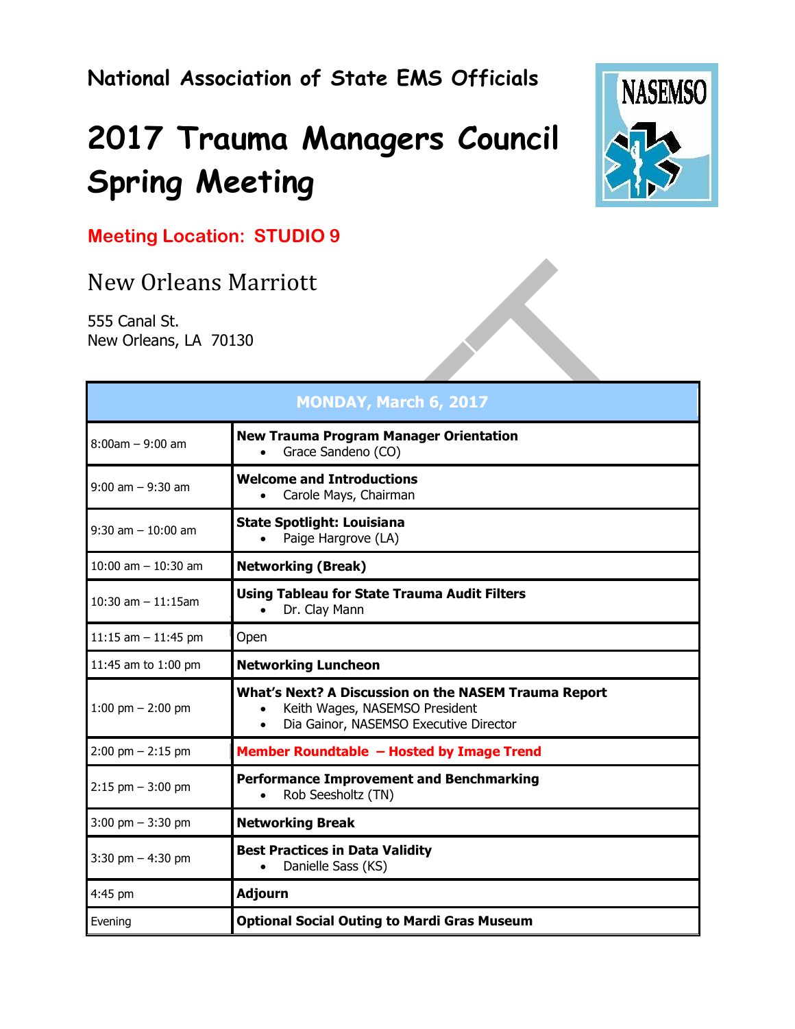National Association of State EMS Officials

# 2017 Trauma Managers Council Spring Meeting

**Meeting Location: STUDIO 9**

## New Orleans Marriott

555 Canal St.
New Orleans, LA 70130

| MONDAY, March 6, 2017 | |
|---|---|
| 8:00am – 9:00 am | **New Trauma Program Manager Orientation**<br>• Grace Sandeno (CO) |
| 9:00 am – 9:30 am | **Welcome and Introductions**<br>• Carole Mays, Chairman |
| 9:30 am – 10:00 am | **State Spotlight: Louisiana**<br>• Paige Hargrove (LA) |
| 10:00 am – 10:30 am | **Networking (Break)** |
| 10:30 am – 11:15am | **Using Tableau for State Trauma Audit Filters**<br>• Dr. Clay Mann |
| 11:15 am – 11:45 pm | Open |
| 11:45 am to 1:00 pm | **Networking Luncheon** |
| 1:00 pm – 2:00 pm | **What's Next? A Discussion on the NASEM Trauma Report**<br>• Keith Wages, NASEMSO President<br>• Dia Gainor, NASEMSO Executive Director |
| 2:00 pm – 2:15 pm | **Member Roundtable – Hosted by Image Trend** |
| 2:15 pm – 3:00 pm | **Performance Improvement and Benchmarking**<br>• Rob Seesholtz (TN) |
| 3:00 pm – 3:30 pm | **Networking Break** |
| 3:30 pm – 4:30 pm | **Best Practices in Data Validity**<br>• Danielle Sass (KS) |
| 4:45 pm | **Adjourn** |
| Evening | **Optional Social Outing to Mardi Gras Museum** |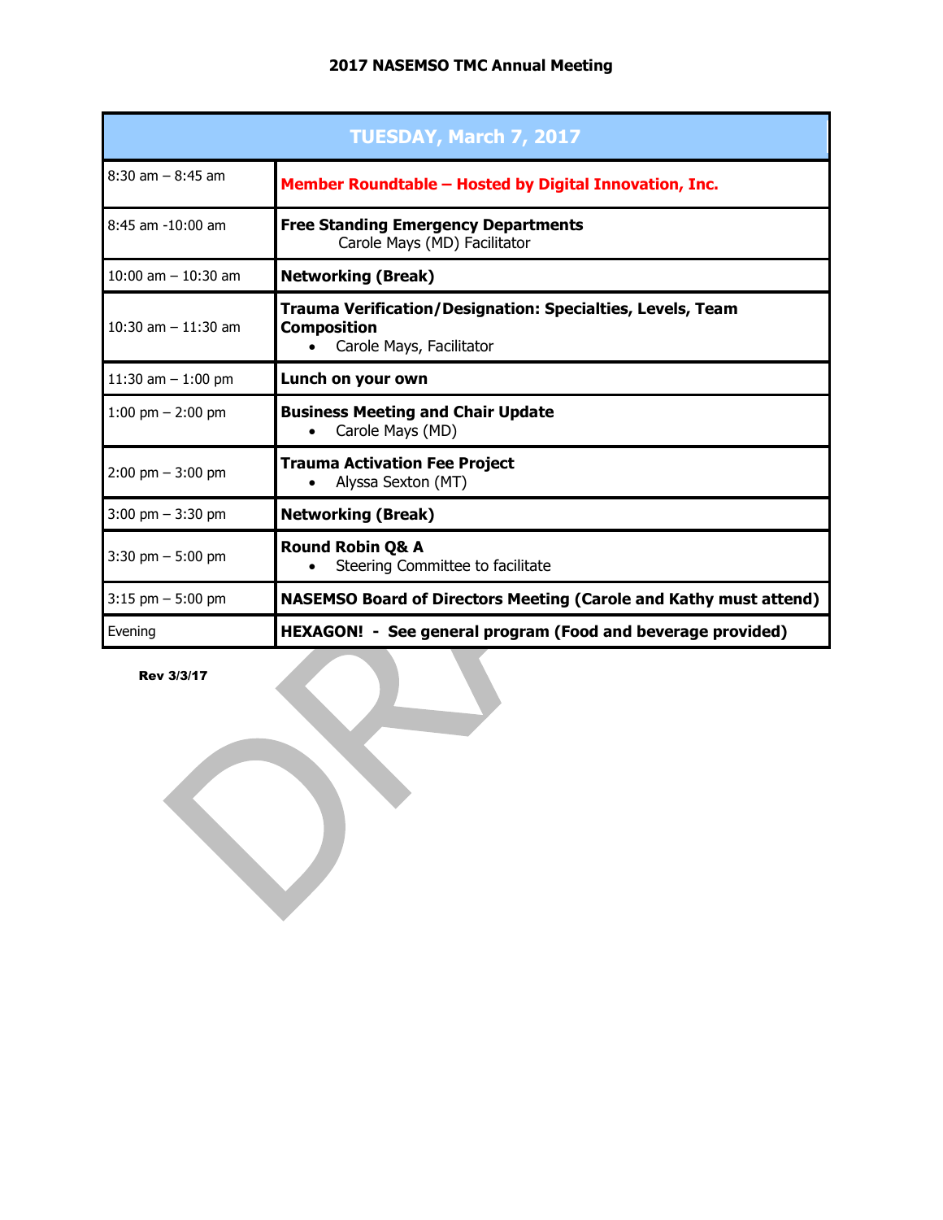## 2017 NASEMSO TMC Annual Meeting

| TUESDAY, March 7, 2017 | |
|---|---|
| 8:30 am – 8:45 am | **Member Roundtable – Hosted by Digital Innovation, Inc.** |
| 8:45 am -10:00 am | **Free Standing Emergency Departments**<br>Carole Mays (MD) Facilitator |
| 10:00 am – 10:30 am | **Networking (Break)** |
| 10:30 am – 11:30 am | **Trauma Verification/Designation: Specialties, Levels, Team Composition**<br>• Carole Mays, Facilitator |
| 11:30 am – 1:00 pm | **Lunch on your own** |
| 1:00 pm – 2:00 pm | **Business Meeting and Chair Update**<br>• Carole Mays (MD) |
| 2:00 pm – 3:00 pm | **Trauma Activation Fee Project**<br>• Alyssa Sexton (MT) |
| 3:00 pm – 3:30 pm | **Networking (Break)** |
| 3:30 pm – 5:00 pm | **Round Robin Q& A**<br>• Steering Committee to facilitate |
| 3:15 pm – 5:00 pm | **NASEMSO Board of Directors Meeting (Carole and Kathy must attend)** |
| Evening | **HEXAGON! - See general program (Food and beverage provided)** |

**Rev 3/3/17**

DRAFT